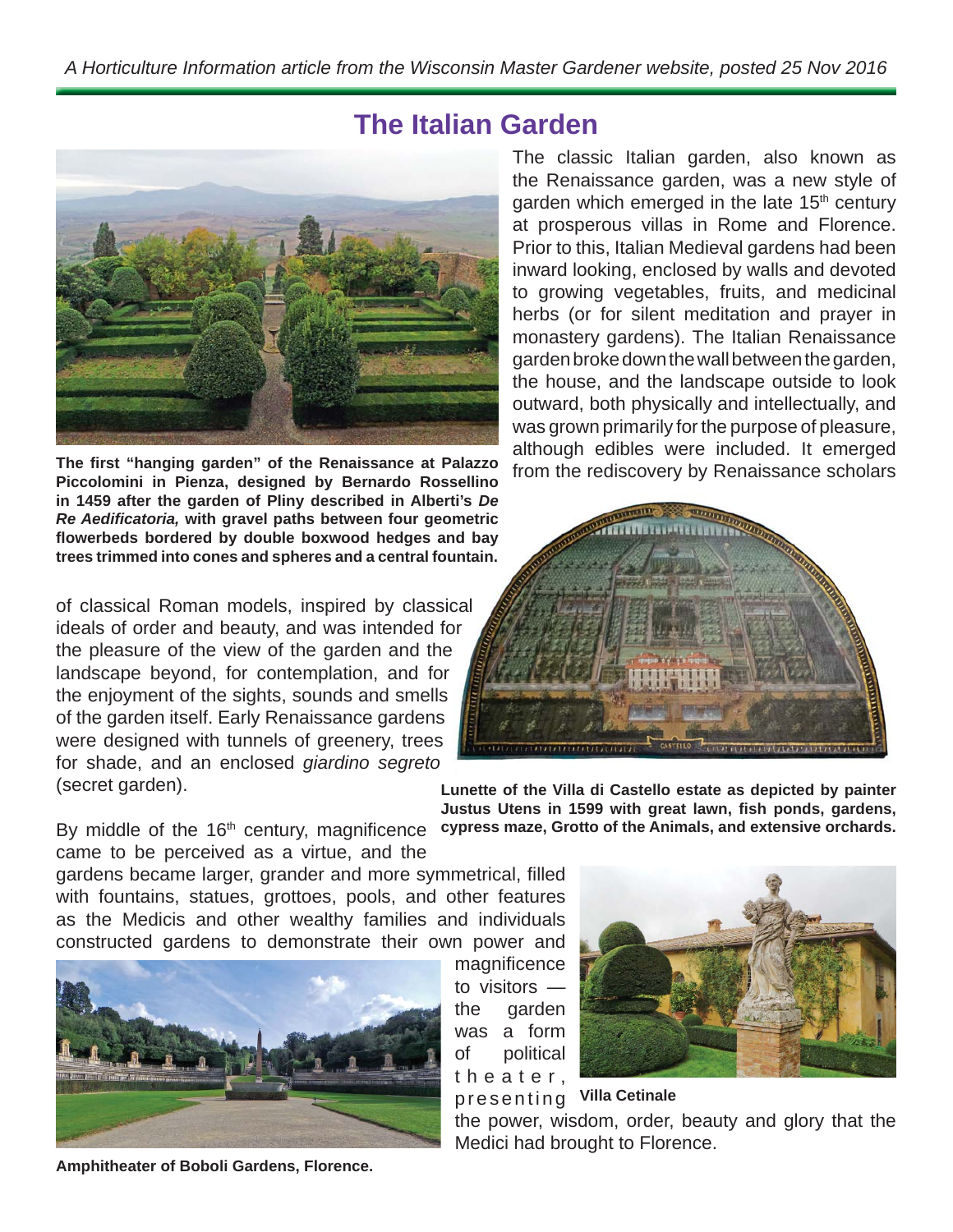*A Horticulture Information article from the Wisconsin Master Gardener website, posted 25 Nov 2016*

# The Italian Garden

The classic Italian garden, also known as the Renaissance garden, was a new style of garden which emerged in the late 15th century at prosperous villas in Rome and Florence. Prior to this, Italian Medieval gardens had been inward looking, enclosed by walls and devoted to growing vegetables, fruits, and medicinal herbs (or for silent meditation and prayer in monastery gardens). The Italian Renaissance garden broke down the wall between the garden, the house, and the landscape outside to look outward, both physically and intellectually, and was grown primarily for the purpose of pleasure, although edibles were included. It emerged from the rediscovery by Renaissance scholars of classical Roman models, inspired by classical ideals of order and beauty, and was intended for the pleasure of the view of the garden and the landscape beyond, for contemplation, and for the enjoyment of the sights, sounds and smells of the garden itself. Early Renaissance gardens were designed with tunnels of greenery, trees for shade, and an enclosed *giardino segreto* (secret garden).

**The first "hanging garden" of the Renaissance at Palazzo Piccolomini in Pienza, designed by Bernardo Rossellino in 1459 after the garden of Pliny described in Alberti's *De Re Aedificatoria,* with gravel paths between four geometric flowerbeds bordered by double boxwood hedges and bay trees trimmed into cones and spheres and a central fountain.**

**Lunette of the Villa di Castello estate as depicted by painter Justus Utens in 1599 with great lawn, fish ponds, gardens, cypress maze, Grotto of the Animals, and extensive orchards.**

By middle of the 16th century, magnificence came to be perceived as a virtue, and the gardens became larger, grander and more symmetrical, filled with fountains, statues, grottoes, pools, and other features as the Medicis and other wealthy families and individuals constructed gardens to demonstrate their own power and magnificence to visitors — the garden was a form of political theater, presenting the power, wisdom, order, beauty and glory that the Medici had brought to Florence.

**Villa Cetinale**

**Amphitheater of Boboli Gardens, Florence.**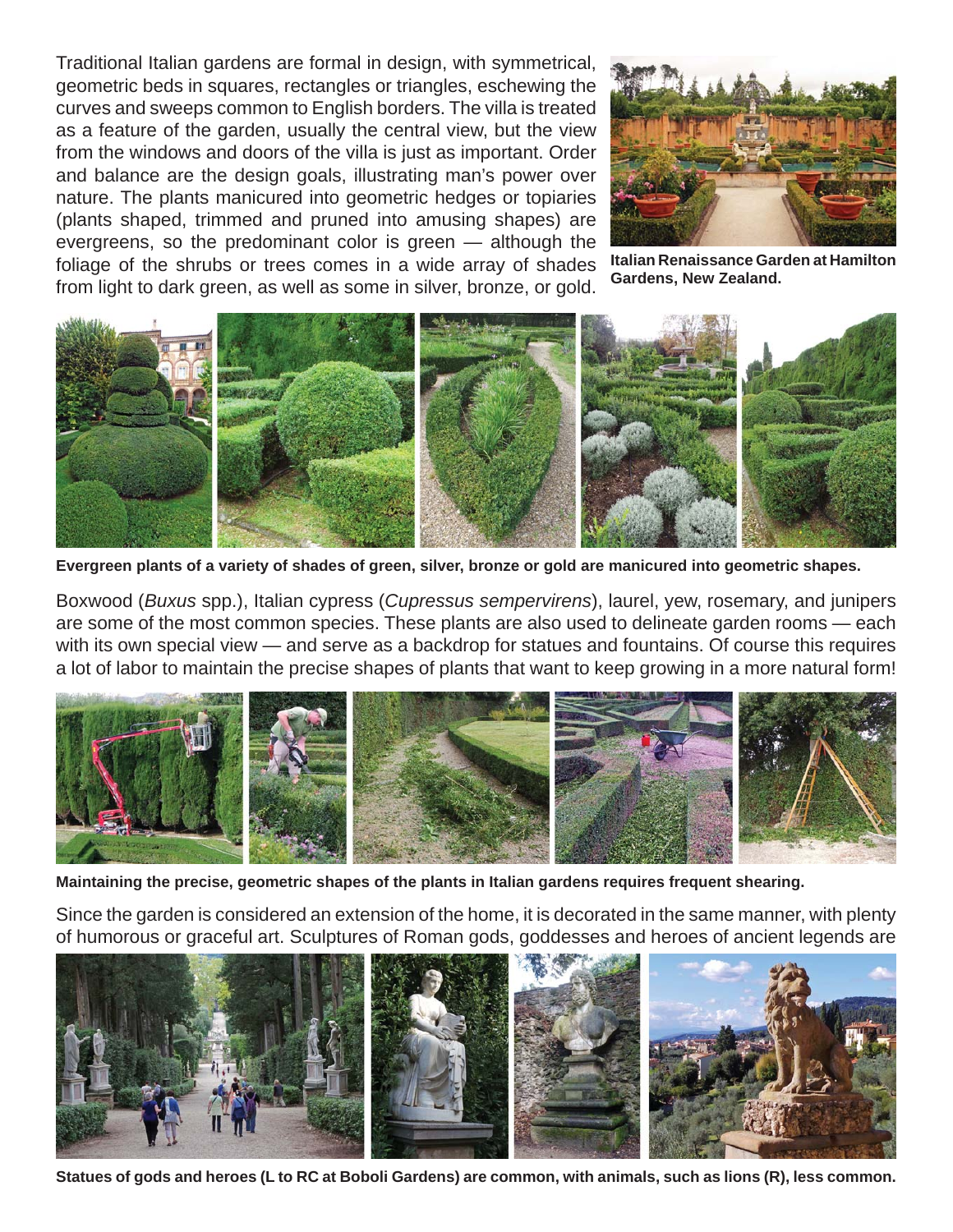Traditional Italian gardens are formal in design, with symmetrical, geometric beds in squares, rectangles or triangles, eschewing the curves and sweeps common to English borders. The villa is treated as a feature of the garden, usually the central view, but the view from the windows and doors of the villa is just as important. Order and balance are the design goals, illustrating man's power over nature. The plants manicured into geometric hedges or topiaries (plants shaped, trimmed and pruned into amusing shapes) are evergreens, so the predominant color is green — although the foliage of the shrubs or trees comes in a wide array of shades from light to dark green, as well as some in silver, bronze, or gold.

**Italian Renaissance Garden at Hamilton Gardens, New Zealand.**

**Evergreen plants of a variety of shades of green, silver, bronze or gold are manicured into geometric shapes.**

Boxwood (*Buxus* spp.), Italian cypress (*Cupressus sempervirens*), laurel, yew, rosemary, and junipers are some of the most common species. These plants are also used to delineate garden rooms — each with its own special view — and serve as a backdrop for statues and fountains. Of course this requires a lot of labor to maintain the precise shapes of plants that want to keep growing in a more natural form!

**Maintaining the precise, geometric shapes of the plants in Italian gardens requires frequent shearing.**

Since the garden is considered an extension of the home, it is decorated in the same manner, with plenty of humorous or graceful art. Sculptures of Roman gods, goddesses and heroes of ancient legends are

**Statues of gods and heroes (L to RC at Boboli Gardens) are common, with animals, such as lions (R), less common.**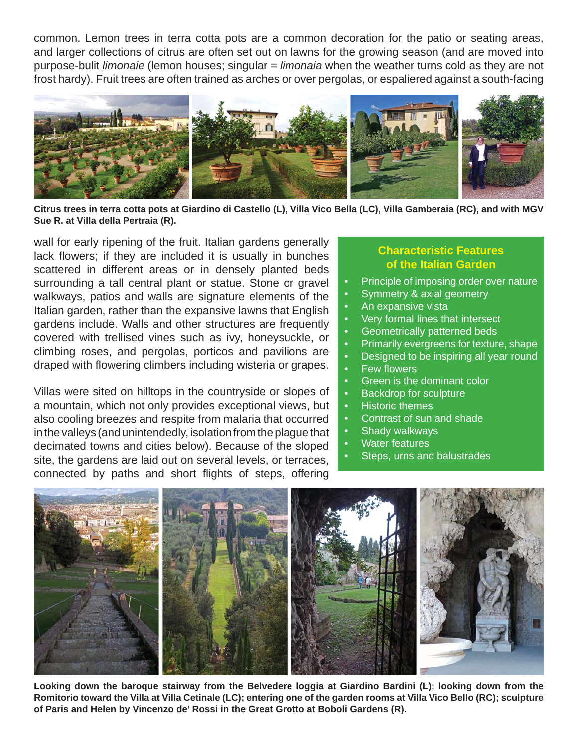common. Lemon trees in terra cotta pots are a common decoration for the patio or seating areas, and larger collections of citrus are often set out on lawns for the growing season (and are moved into purpose-bulit *limonaie* (lemon houses; singular = *limonaia* when the weather turns cold as they are not frost hardy). Fruit trees are often trained as arches or over pergolas, or espaliered against a south-facing wall for early ripening of the fruit. Italian gardens generally lack flowers; if they are included it is usually in bunches scattered in different areas or in densely planted beds surrounding a tall central plant or statue. Stone or gravel walkways, patios and walls are signature elements of the Italian garden, rather than the expansive lawns that English gardens include. Walls and other structures are frequently covered with trellised vines such as ivy, honeysuckle, or climbing roses, and pergolas, porticos and pavilions are draped with flowering climbers including wisteria or grapes.

**Citrus trees in terra cotta pots at Giardino di Castello (L), Villa Vico Bella (LC), Villa Gamberaia (RC), and with MGV Sue R. at Villa della Pertraia (R).**

Villas were sited on hilltops in the countryside or slopes of a mountain, which not only provides exceptional views, but also cooling breezes and respite from malaria that occurred in the valleys (and unintendedly, isolation from the plague that decimated towns and cities below). Because of the sloped site, the gardens are laid out on several levels, or terraces, connected by paths and short flights of steps, offering

## Characteristic Features of the Italian Garden

- Principle of imposing order over nature
- Symmetry & axial geometry
- An expansive vista
- Very formal lines that intersect
- Geometrically patterned beds
- Primarily evergreens for texture, shape
- Designed to be inspiring all year round
- Few flowers
- Green is the dominant color
- Backdrop for sculpture
- Historic themes
- Contrast of sun and shade
- Shady walkways
- Water features
- Steps, urns and balustrades

**Looking down the baroque stairway from the Belvedere loggia at Giardino Bardini (L); looking down from the Romitorio toward the Villa at Villa Cetinale (LC); entering one of the garden rooms at Villa Vico Bello (RC); sculpture of Paris and Helen by Vincenzo de' Rossi in the Great Grotto at Boboli Gardens (R).**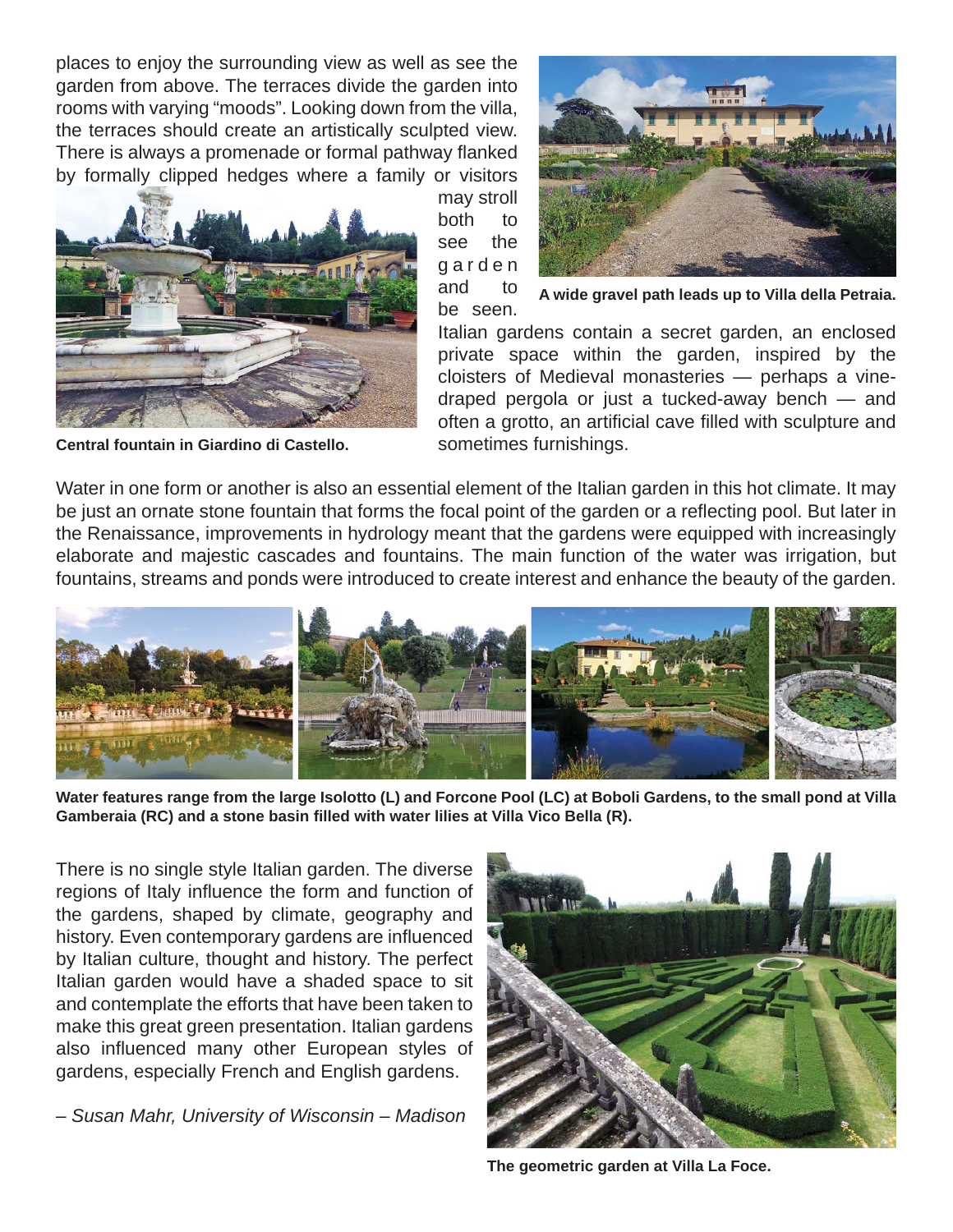places to enjoy the surrounding view as well as see the garden from above. The terraces divide the garden into rooms with varying "moods". Looking down from the villa, the terraces should create an artistically sculpted view. There is always a promenade or formal pathway flanked by formally clipped hedges where a family or visitors may stroll both to see the garden and to be seen.

Central fountain in Giardino di Castello.

A wide gravel path leads up to Villa della Petraia.

Italian gardens contain a secret garden, an enclosed private space within the garden, inspired by the cloisters of Medieval monasteries — perhaps a vine-draped pergola or just a tucked-away bench — and often a grotto, an artificial cave filled with sculpture and sometimes furnishings.

Water in one form or another is also an essential element of the Italian garden in this hot climate. It may be just an ornate stone fountain that forms the focal point of the garden or a reflecting pool. But later in the Renaissance, improvements in hydrology meant that the gardens were equipped with increasingly elaborate and majestic cascades and fountains. The main function of the water was irrigation, but fountains, streams and ponds were introduced to create interest and enhance the beauty of the garden.

**Water features range from the large Isolotto (L) and Forcone Pool (LC) at Boboli Gardens, to the small pond at Villa Gamberaia (RC) and a stone basin filled with water lilies at Villa Vico Bella (R).**

There is no single style Italian garden. The diverse regions of Italy influence the form and function of the gardens, shaped by climate, geography and history. Even contemporary gardens are influenced by Italian culture, thought and history. The perfect Italian garden would have a shaded space to sit and contemplate the efforts that have been taken to make this great green presentation. Italian gardens also influenced many other European styles of gardens, especially French and English gardens.

*– Susan Mahr, University of Wisconsin – Madison*

**The geometric garden at Villa La Foce.**